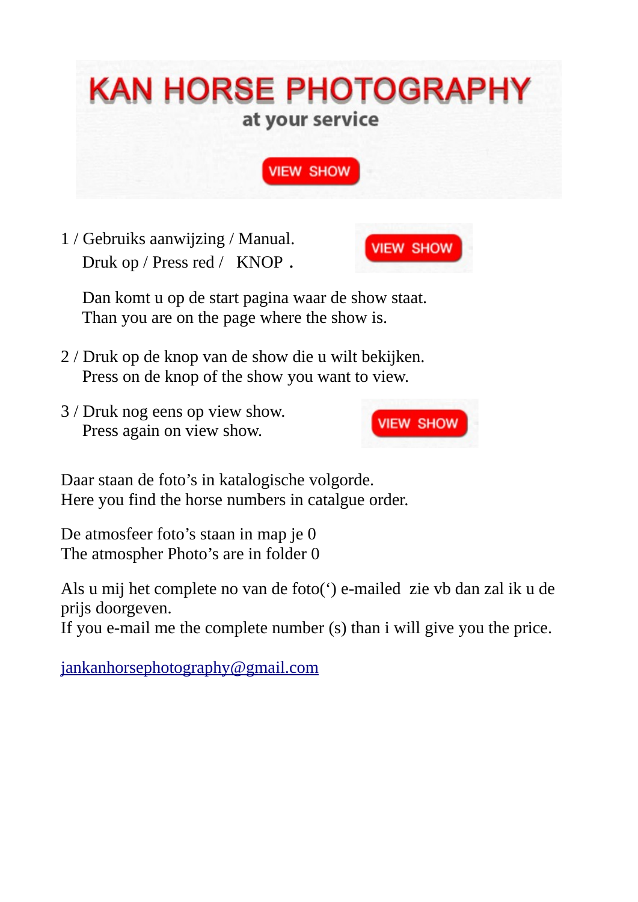# KAN HORSE PHOTOGRAPHY

at your service

VIEW SHOW

1 / Gebruiks aanwijzing / Manual.
Druk op / Press red / KNOP .

VIEW SHOW

Dan komt u op de start pagina waar de show staat.
Than you are on the page where the show is.

2 / Druk op de knop van de show die u wilt bekijken.
Press on de knop of the show you want to view.

3 / Druk nog eens op view show.
Press again on view show.

VIEW SHOW

Daar staan de foto's in katalogische volgorde.
Here you find the horse numbers in catalgue order.

De atmosfeer foto's staan in map je 0
The atmospher Photo's are in folder 0

Als u mij het complete no van de foto(') e-mailed zie vb dan zal ik u de prijs doorgeven.
If you e-mail me the complete number (s) than i will give you the price.

jankanhorsephotography@gmail.com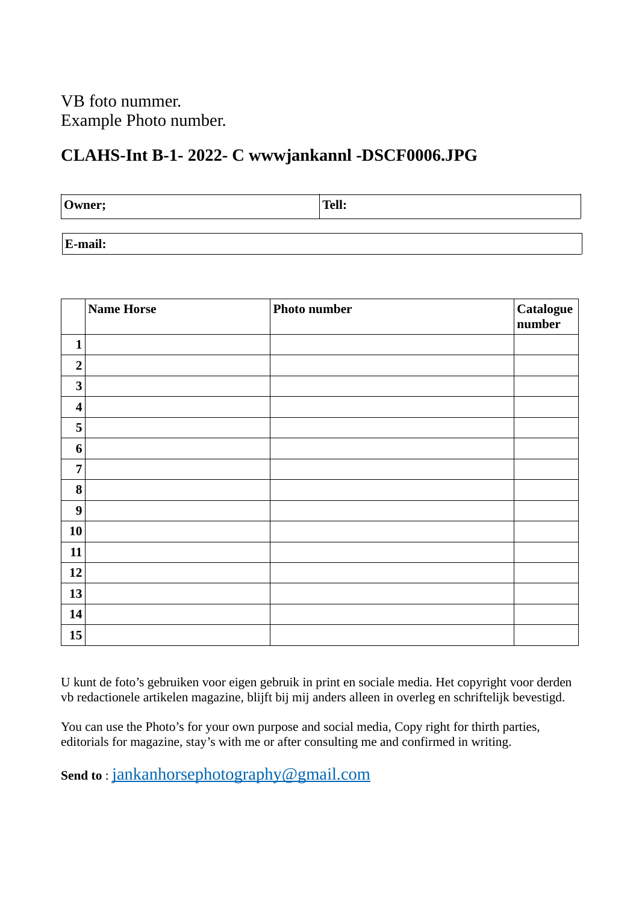VB foto nummer.
Example Photo number.

## CLAHS-Int B-1- 2022- C wwwjankannl -DSCF0006.JPG

| **Owner;** | **Tell:** |
|---|---|

| **E-mail:** |
|---|

| | **Name Horse** | **Photo number** | **Catalogue number** |
|---|---|---|---|
| **1** | | | |
| **2** | | | |
| **3** | | | |
| **4** | | | |
| **5** | | | |
| **6** | | | |
| **7** | | | |
| **8** | | | |
| **9** | | | |
| **10** | | | |
| **11** | | | |
| **12** | | | |
| **13** | | | |
| **14** | | | |
| **15** | | | |

U kunt de foto's gebruiken voor eigen gebruik in print en sociale media. Het copyright voor derden vb redactionele artikelen magazine, blijft bij mij anders alleen in overleg en schriftelijk bevestigd.

You can use the Photo's for your own purpose and social media, Copy right for thirth parties, editorials for magazine, stay's with me or after consulting me and confirmed in writing.

**Send to** : jankanhorsephotography@gmail.com